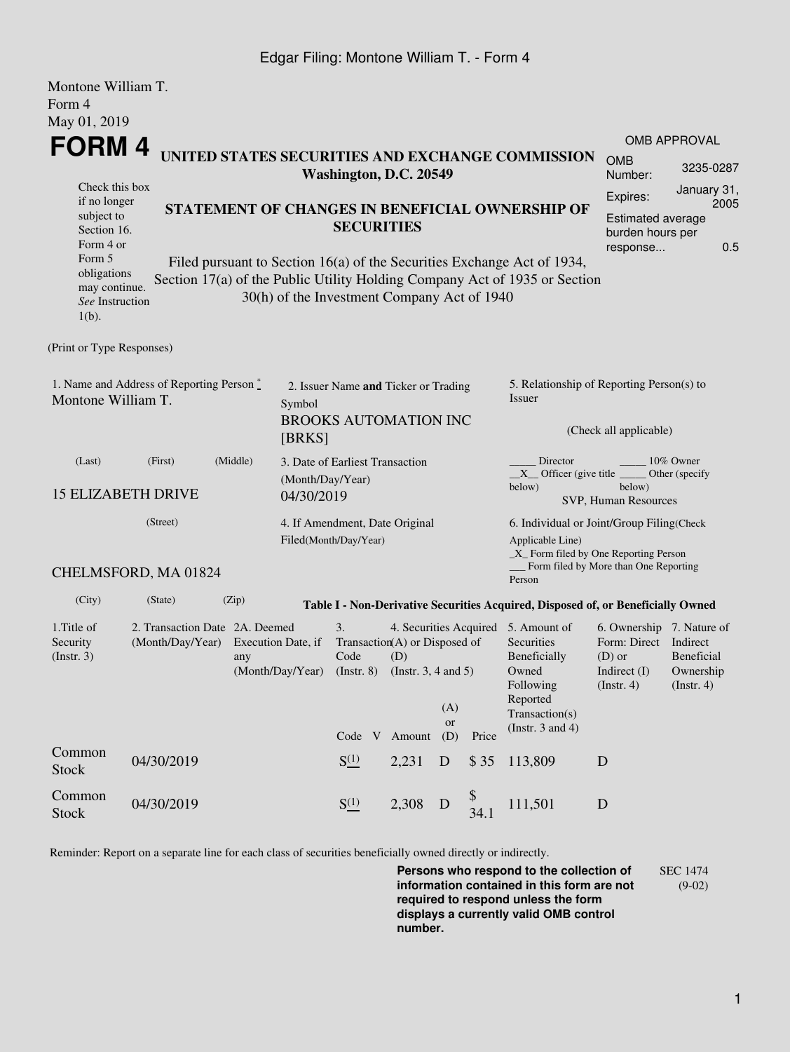Montone William T.
Form 4
May 01, 2019

# FORM 4

**UNITED STATES SECURITIES AND EXCHANGE COMMISSION**
**Washington, D.C. 20549**

Check this box if no longer subject to Section 16. Form 4 or Form 5 obligations may continue. *See* Instruction 1(b).

**STATEMENT OF CHANGES IN BENEFICIAL OWNERSHIP OF SECURITIES**

Filed pursuant to Section 16(a) of the Securities Exchange Act of 1934, Section 17(a) of the Public Utility Holding Company Act of 1935 or Section 30(h) of the Investment Company Act of 1940

| OMB APPROVAL | |
|---|---|
| OMB Number: | 3235-0287 |
| Expires: | January 31, 2005 |
| Estimated average burden hours per response... | 0.5 |

(Print or Type Responses)

1. Name and Address of Reporting Person *
Montone William T.

(Last) (First) (Middle)

15 ELIZABETH DRIVE

(Street)

CHELMSFORD, MA 01824

(City) (State) (Zip)

2. Issuer Name **and** Ticker or Trading Symbol
BROOKS AUTOMATION INC [BRKS]

3. Date of Earliest Transaction (Month/Day/Year)
04/30/2019

4. If Amendment, Date Original Filed(Month/Day/Year)

5. Relationship of Reporting Person(s) to Issuer

(Check all applicable)

_____ Director _____ 10% Owner
__X__ Officer (give title below) _____ Other (specify below)
SVP, Human Resources

6. Individual or Joint/Group Filing(Check Applicable Line)
_X_ Form filed by One Reporting Person
___ Form filed by More than One Reporting Person

**Table I - Non-Derivative Securities Acquired, Disposed of, or Beneficially Owned**

| 1.Title of Security (Instr. 3) | 2. Transaction Date (Month/Day/Year) | 2A. Deemed Execution Date, if any (Month/Day/Year) | 3. Transaction Code (Instr. 8) | | 4. Securities Acquired (A) or Disposed of (D) (Instr. 3, 4 and 5) | | | 5. Amount of Securities Beneficially Owned Following Reported Transaction(s) (Instr. 3 and 4) | 6. Ownership Form: Direct (D) or Indirect (I) (Instr. 4) | 7. Nature of Indirect Beneficial Ownership (Instr. 4) |
|---|---|---|---|---|---|---|---|---|---|---|
| | | | Code | V | Amount | (A) or (D) | Price | | | |
| Common Stock | 04/30/2019 | | S(1) | | 2,231 | D | $ 35 | 113,809 | D | |
| Common Stock | 04/30/2019 | | S(1) | | 2,308 | D | $ 34.1 | 111,501 | D | |

Reminder: Report on a separate line for each class of securities beneficially owned directly or indirectly.

**Persons who respond to the collection of information contained in this form are not required to respond unless the form displays a currently valid OMB control number.**

SEC 1474 (9-02)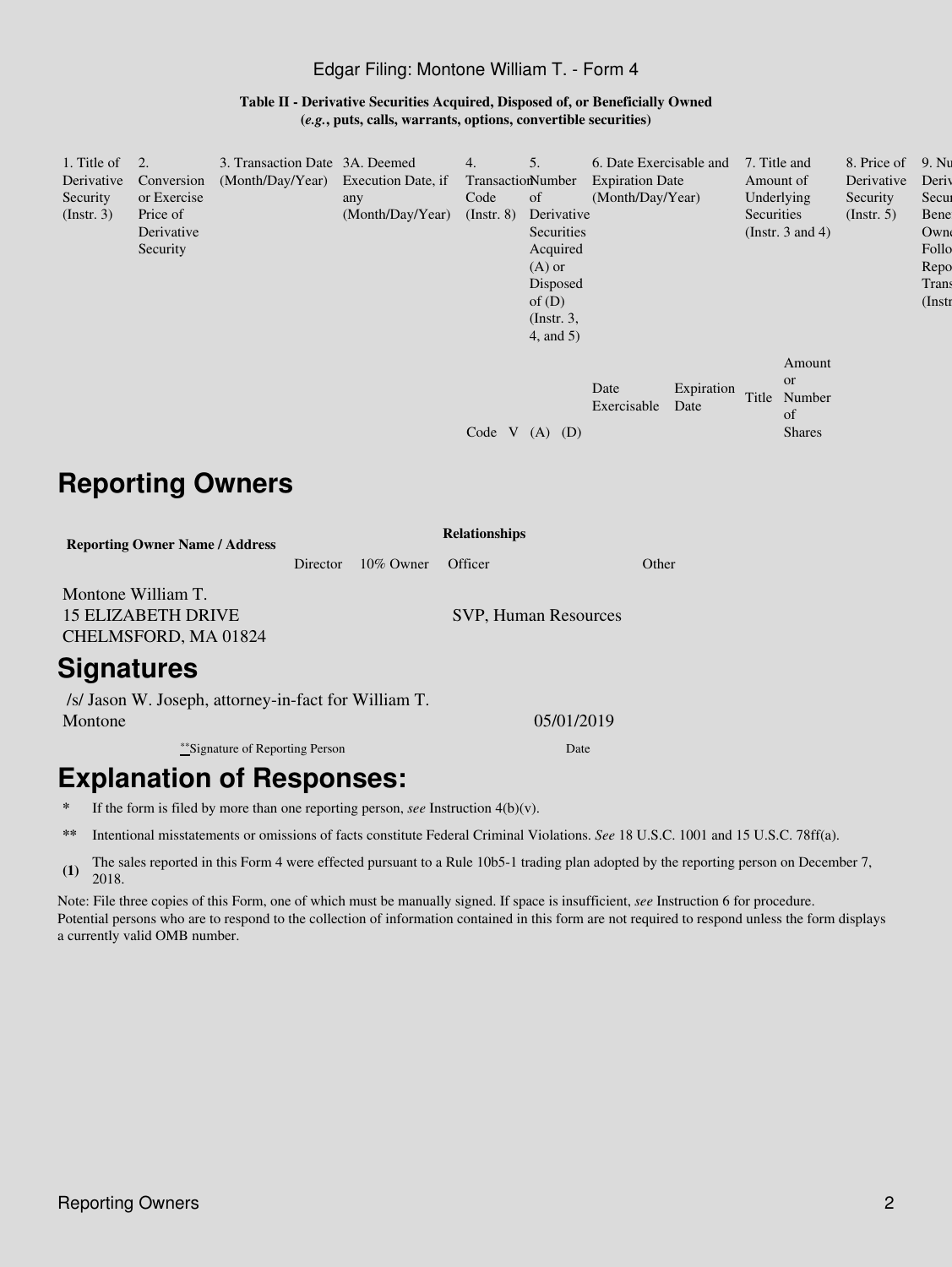**Table II - Derivative Securities Acquired, Disposed of, or Beneficially Owned**
**(*e.g.*, puts, calls, warrants, options, convertible securities)**

| 1. Title of Derivative Security (Instr. 3) | 2. Conversion or Exercise Price of Derivative Security | 3. Transaction Date (Month/Day/Year) | 3A. Deemed Execution Date, if any (Month/Day/Year) | 4. Transaction Code (Instr. 8) | | 5. Number of Derivative Securities Acquired (A) or Disposed of (D) (Instr. 3, 4, and 5) | | 6. Date Exercisable and Expiration Date (Month/Day/Year) | | 7. Title and Amount of Underlying Securities (Instr. 3 and 4) | | 8. Price of Derivative Security (Instr. 5) | 9. Nu Deriv Secur Bene Own Follo Repo Trans (Instr |
|---|---|---|---|---|---|---|---|---|---|---|---|---|---|
| | | | | Code | V | (A) | (D) | Date Exercisable | Expiration Date | Title | Amount or Number of Shares | | |

## Reporting Owners

| Reporting Owner Name / Address | Relationships | | | |
|---|---|---|---|---|
| | Director | 10% Owner | Officer | Other |
| Montone William T.<br>15 ELIZABETH DRIVE<br>CHELMSFORD, MA 01824 | | | SVP, Human Resources | |

## Signatures

| | |
|---|---|
| /s/ Jason W. Joseph, attorney-in-fact for William T. Montone | 05/01/2019 |
| **Signature of Reporting Person | Date |

## Explanation of Responses:

\* If the form is filed by more than one reporting person, *see* Instruction 4(b)(v).

** Intentional misstatements or omissions of facts constitute Federal Criminal Violations. *See* 18 U.S.C. 1001 and 15 U.S.C. 78ff(a).

**(1)** The sales reported in this Form 4 were effected pursuant to a Rule 10b5-1 trading plan adopted by the reporting person on December 7, 2018.

Note: File three copies of this Form, one of which must be manually signed. If space is insufficient, *see* Instruction 6 for procedure.
Potential persons who are to respond to the collection of information contained in this form are not required to respond unless the form displays a currently valid OMB number.